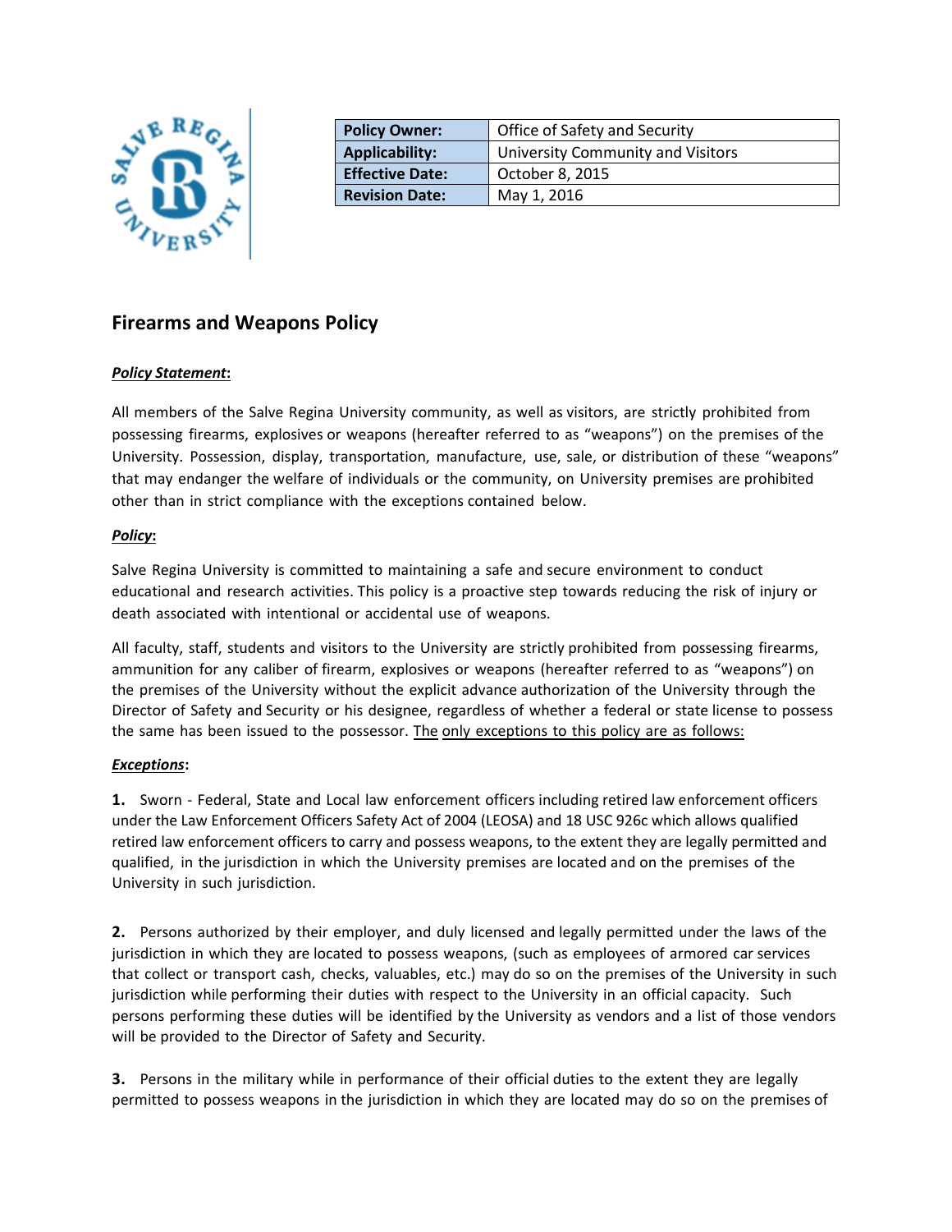| Policy Owner: | Office of Safety and Security |
| --- | --- |
| Applicability: | University Community and Visitors |
| Effective Date: | October 8, 2015 |
| Revision Date: | May 1, 2016 |

## Firearms and Weapons Policy

***Policy Statement*:**

All members of the Salve Regina University community, as well as visitors, are strictly prohibited from possessing firearms, explosives or weapons (hereafter referred to as "weapons") on the premises of the University. Possession, display, transportation, manufacture, use, sale, or distribution of these "weapons" that may endanger the welfare of individuals or the community, on University premises are prohibited other than in strict compliance with the exceptions contained below.

***Policy*:**

Salve Regina University is committed to maintaining a safe and secure environment to conduct educational and research activities. This policy is a proactive step towards reducing the risk of injury or death associated with intentional or accidental use of weapons.

All faculty, staff, students and visitors to the University are strictly prohibited from possessing firearms, ammunition for any caliber of firearm, explosives or weapons (hereafter referred to as "weapons") on the premises of the University without the explicit advance authorization of the University through the Director of Safety and Security or his designee, regardless of whether a federal or state license to possess the same has been issued to the possessor. The only exceptions to this policy are as follows:

***Exceptions*:**

**1.** Sworn - Federal, State and Local law enforcement officers including retired law enforcement officers under the Law Enforcement Officers Safety Act of 2004 (LEOSA) and 18 USC 926c which allows qualified retired law enforcement officers to carry and possess weapons, to the extent they are legally permitted and qualified, in the jurisdiction in which the University premises are located and on the premises of the University in such jurisdiction.

**2.** Persons authorized by their employer, and duly licensed and legally permitted under the laws of the jurisdiction in which they are located to possess weapons, (such as employees of armored car services that collect or transport cash, checks, valuables, etc.) may do so on the premises of the University in such jurisdiction while performing their duties with respect to the University in an official capacity. Such persons performing these duties will be identified by the University as vendors and a list of those vendors will be provided to the Director of Safety and Security.

**3.** Persons in the military while in performance of their official duties to the extent they are legally permitted to possess weapons in the jurisdiction in which they are located may do so on the premises of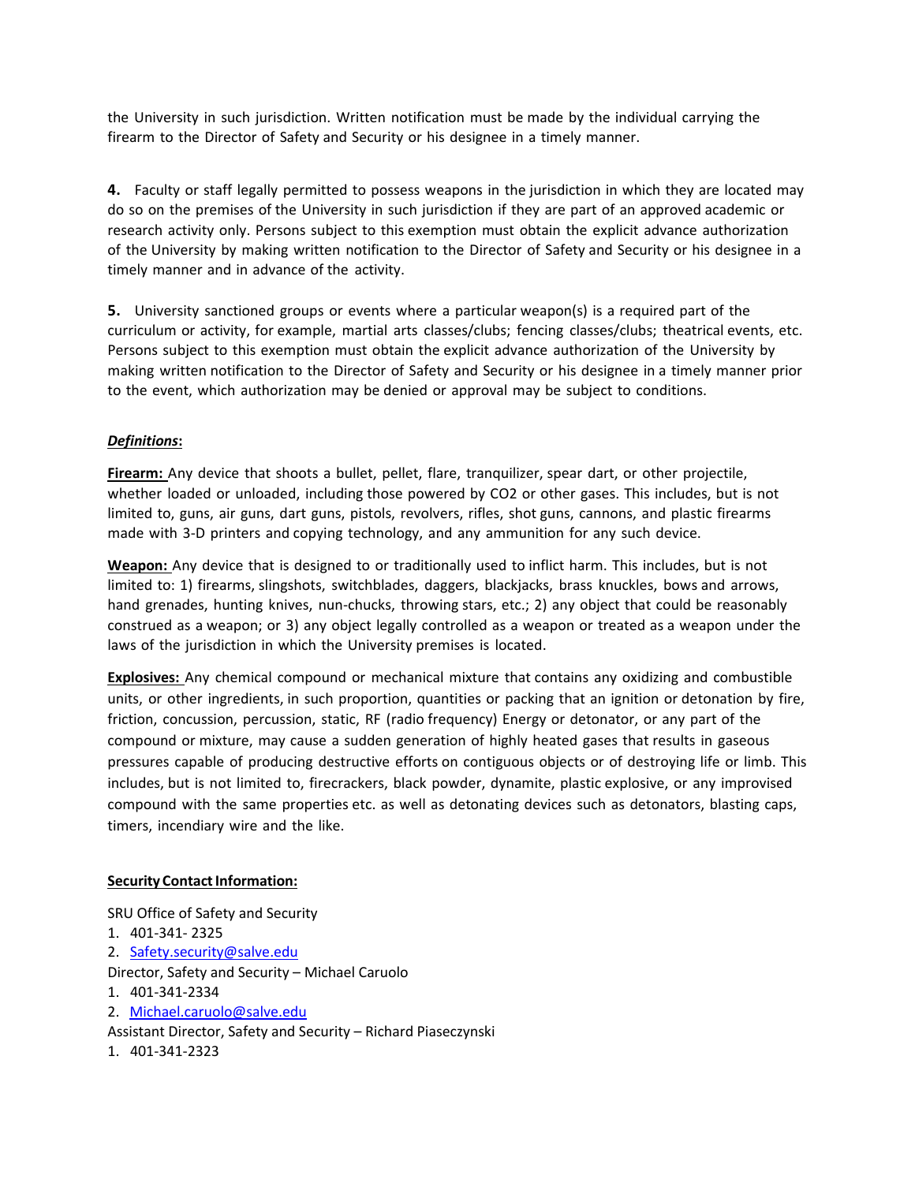the University in such jurisdiction. Written notification must be made by the individual carrying the firearm to the Director of Safety and Security or his designee in a timely manner.

**4.** Faculty or staff legally permitted to possess weapons in the jurisdiction in which they are located may do so on the premises of the University in such jurisdiction if they are part of an approved academic or research activity only. Persons subject to this exemption must obtain the explicit advance authorization of the University by making written notification to the Director of Safety and Security or his designee in a timely manner and in advance of the activity.

**5.** University sanctioned groups or events where a particular weapon(s) is a required part of the curriculum or activity, for example, martial arts classes/clubs; fencing classes/clubs; theatrical events, etc. Persons subject to this exemption must obtain the explicit advance authorization of the University by making written notification to the Director of Safety and Security or his designee in a timely manner prior to the event, which authorization may be denied or approval may be subject to conditions.

***Definitions*:**

**Firearm:** Any device that shoots a bullet, pellet, flare, tranquilizer, spear dart, or other projectile, whether loaded or unloaded, including those powered by $CO_2$ or other gases. This includes, but is not limited to, guns, air guns, dart guns, pistols, revolvers, rifles, shot guns, cannons, and plastic firearms made with 3-D printers and copying technology, and any ammunition for any such device.

**Weapon:** Any device that is designed to or traditionally used to inflict harm. This includes, but is not limited to: 1) firearms, slingshots, switchblades, daggers, blackjacks, brass knuckles, bows and arrows, hand grenades, hunting knives, nun-chucks, throwing stars, etc.; 2) any object that could be reasonably construed as a weapon; or 3) any object legally controlled as a weapon or treated as a weapon under the laws of the jurisdiction in which the University premises is located.

**Explosives:** Any chemical compound or mechanical mixture that contains any oxidizing and combustible units, or other ingredients, in such proportion, quantities or packing that an ignition or detonation by fire, friction, concussion, percussion, static, RF (radio frequency) Energy or detonator, or any part of the compound or mixture, may cause a sudden generation of highly heated gases that results in gaseous pressures capable of producing destructive efforts on contiguous objects or of destroying life or limb. This includes, but is not limited to, firecrackers, black powder, dynamite, plastic explosive, or any improvised compound with the same properties etc. as well as detonating devices such as detonators, blasting caps, timers, incendiary wire and the like.

**Security Contact Information:**

SRU Office of Safety and Security

1. 401-341- 2325
2. Safety.security@salve.edu

Director, Safety and Security – Michael Caruolo

1. 401-341-2334
2. Michael.caruolo@salve.edu

Assistant Director, Safety and Security – Richard Piaseczynski

1. 401-341-2323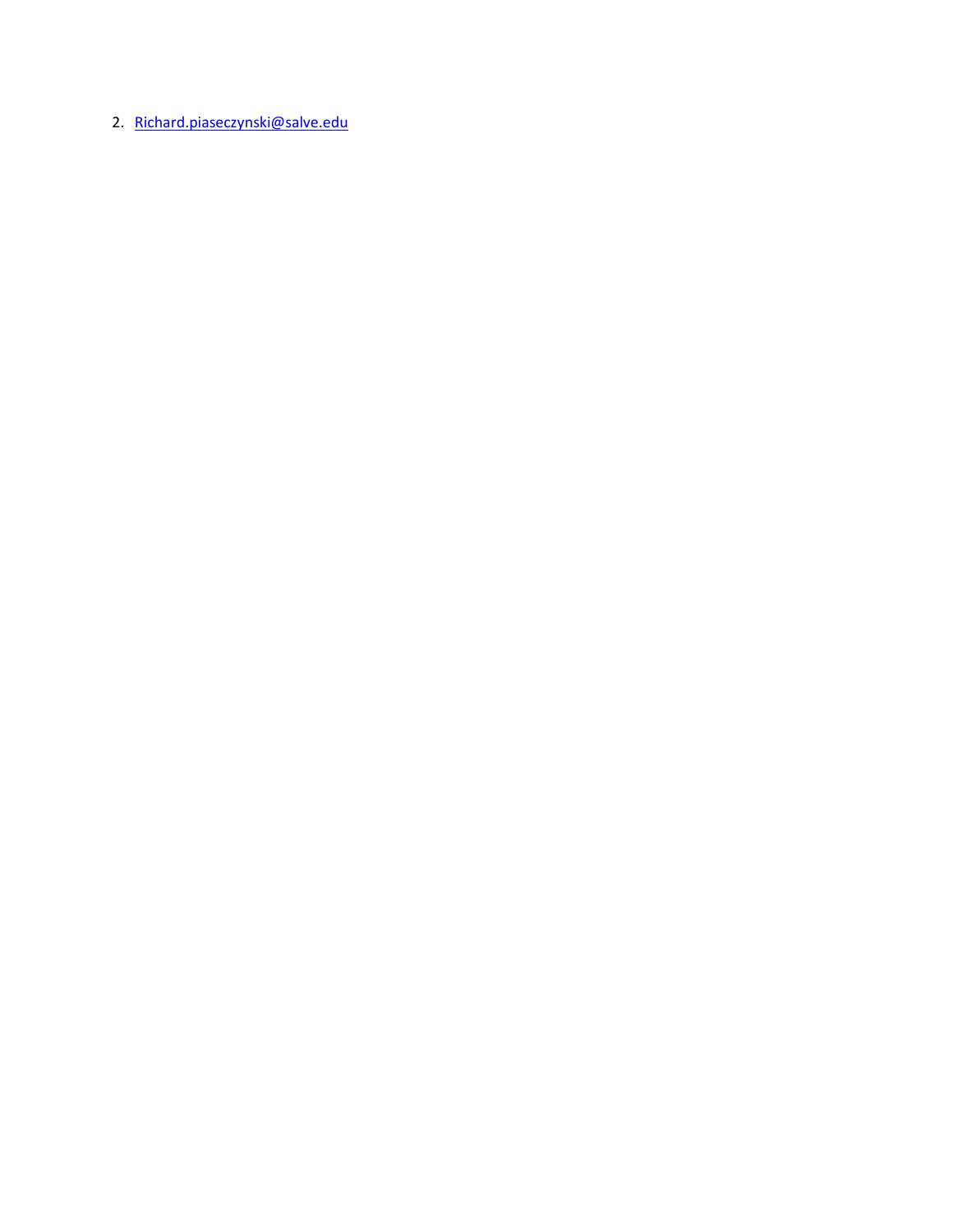2. [Richard.piaseczynski@salve.edu](mailto:Richard.piaseczynski@salve.edu)